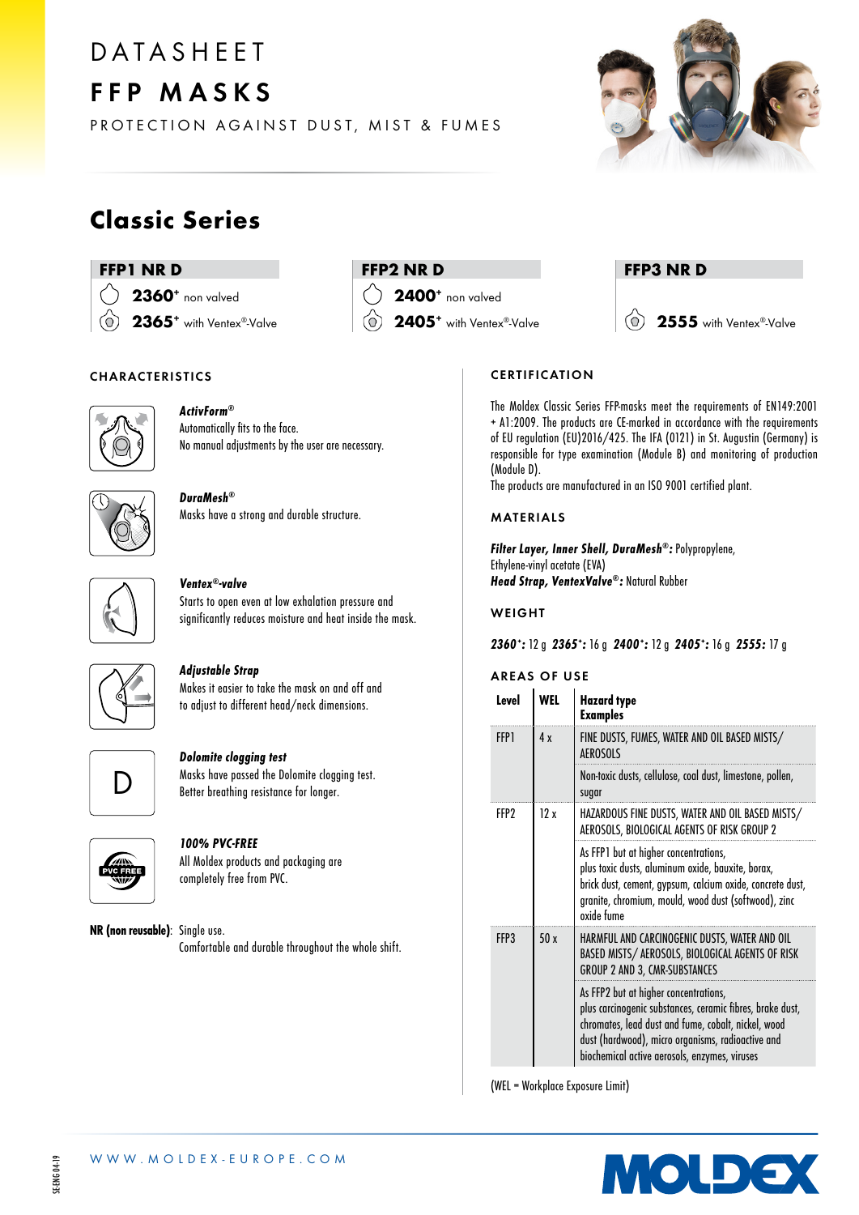# DATASHEET

# FFP MASKS

PROTECTION AGAINST DUST, MIST & FUMES

## Classic Series

| FFP1 NR D | FFP2 NR D | FFP3 NR D |
|---|---|---|
| **2360**+ non valved | **2400**+ non valved | |
| **2365**+ with Ventex®-Valve | **2405**+ with Ventex®-Valve | **2555** with Ventex®-Valve |

### CHARACTERISTICS

***ActivForm®***
Automatically fits to the face.
No manual adjustments by the user are necessary.

***DuraMesh®***
Masks have a strong and durable structure.

***Ventex®-valve***
Starts to open even at low exhalation pressure and significantly reduces moisture and heat inside the mask.

***Adjustable Strap***
Makes it easier to take the mask on and off and to adjust to different head/neck dimensions.

***Dolomite clogging test***
Masks have passed the Dolomite clogging test.
Better breathing resistance for longer.

***100% PVC-FREE***
All Moldex products and packaging are completely free from PVC.

**NR (non reusable)**: Single use.
Comfortable and durable throughout the whole shift.

### CERTIFICATION

The Moldex Classic Series FFP-masks meet the requirements of EN149:2001 + A1:2009. The products are CE-marked in accordance with the requirements of EU regulation (EU)2016/425. The IFA (0121) in St. Augustin (Germany) is responsible for type examination (Module B) and monitoring of production (Module D).
The products are manufactured in an ISO 9001 certified plant.

### MATERIALS

***Filter Layer, Inner Shell, DuraMesh®:*** Polypropylene, Ethylene-vinyl acetate (EVA)
***Head Strap, VentexValve®:*** Natural Rubber

### WEIGHT

***2360+:*** 12 g ***2365+:*** 16 g ***2400+:*** 12 g ***2405+:*** 16 g ***2555:*** 17 g

### AREAS OF USE

| Level | WEL | Hazard type Examples |
|---|---|---|
| FFP1 | 4 x | FINE DUSTS, FUMES, WATER AND OIL BASED MISTS/ AEROSOLS |
| | | Non-toxic dusts, cellulose, coal dust, limestone, pollen, sugar |
| FFP2 | 12 x | HAZARDOUS FINE DUSTS, WATER AND OIL BASED MISTS/ AEROSOLS, BIOLOGICAL AGENTS OF RISK GROUP 2 |
| | | As FFP1 but at higher concentrations, plus toxic dusts, aluminum oxide, bauxite, borax, brick dust, cement, gypsum, calcium oxide, concrete dust, granite, chromium, mould, wood dust (softwood), zinc oxide fume |
| FFP3 | 50 x | HARMFUL AND CARCINOGENIC DUSTS, WATER AND OIL BASED MISTS/ AEROSOLS, BIOLOGICAL AGENTS OF RISK GROUP 2 AND 3, CMR-SUBSTANCES |
| | | As FFP2 but at higher concentrations, plus carcinogenic substances, ceramic fibres, brake dust, chromates, lead dust and fume, cobalt, nickel, wood dust (hardwood), micro organisms, radioactive and biochemical active aerosols, enzymes, viruses |

(WEL = Workplace Exposure Limit)

WWW.MOLDEX-EUROPE.COM

SE-ENG 04-19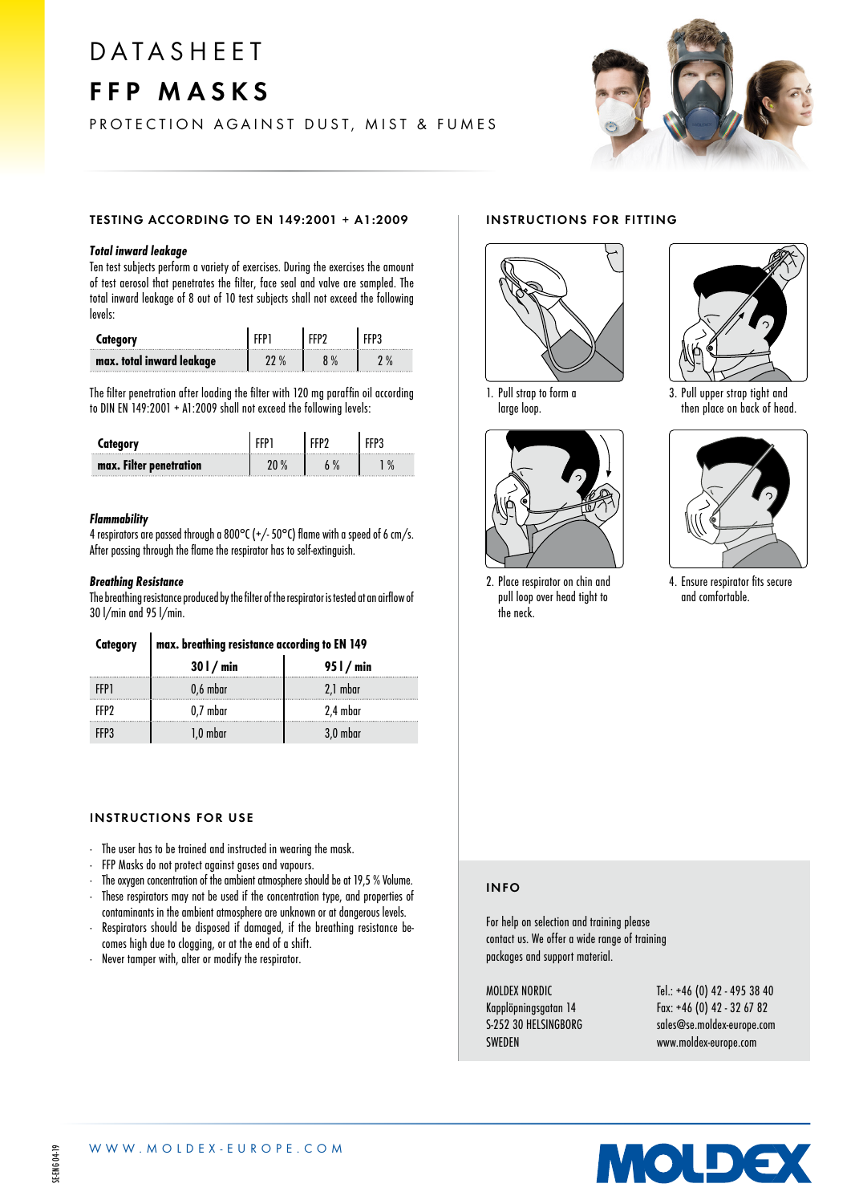# DATASHEET

# FFP MASKS

PROTECTION AGAINST DUST, MIST & FUMES

## TESTING ACCORDING TO EN 149:2001 + A1:2009

***Total inward leakage***

Ten test subjects perform a variety of exercises. During the exercises the amount of test aerosol that penetrates the filter, face seal and valve are sampled. The total inward leakage of 8 out of 10 test subjects shall not exceed the following levels:

| Category | FFP1 | FFP2 | FFP3 |
|---|---|---|---|
| **max. total inward leakage** | 22 % | 8 % | 2 % |

The filter penetration after loading the filter with 120 mg paraffin oil according to DIN EN 149:2001 + A1:2009 shall not exceed the following levels:

| Category | FFP1 | FFP2 | FFP3 |
|---|---|---|---|
| **max. Filter penetration** | 20 % | 6 % | 1 % |

***Flammability***

4 respirators are passed through a 800°C (+/- 50°C) flame with a speed of 6 cm/s. After passing through the flame the respirator has to self-extinguish.

***Breathing Resistance***

The breathing resistance produced by the filter of the respirator is tested at an airflow of 30 l/min and 95 l/min.

| Category | max. breathing resistance according to EN 149 | |
|---|---|---|
| | **30 l / min** | **95 l / min** |
| FFP1 | 0,6 mbar | 2,1 mbar |
| FFP2 | 0,7 mbar | 2,4 mbar |
| FFP3 | 1,0 mbar | 3,0 mbar |

## INSTRUCTIONS FOR USE

- The user has to be trained and instructed in wearing the mask.
- FFP Masks do not protect against gases and vapours.
- The oxygen concentration of the ambient atmosphere should be at 19,5 % Volume.
- These respirators may not be used if the concentration type, and properties of contaminants in the ambient atmosphere are unknown or at dangerous levels.
- Respirators should be disposed if damaged, if the breathing resistance becomes high due to clogging, or at the end of a shift.
- Never tamper with, alter or modify the respirator.

## INSTRUCTIONS FOR FITTING

1. Pull strap to form a large loop.
2. Place respirator on chin and pull loop over head tight to the neck.
3. Pull upper strap tight and then place on back of head.
4. Ensure respirator fits secure and comfortable.

## INFO

For help on selection and training please contact us. We offer a wide range of training packages and support material.

MOLDEX NORDIC
Kapplöpningsgatan 14
S-252 30 HELSINGBORG
SWEDEN

Tel.: +46 (0) 42 - 495 38 40
Fax: +46 (0) 42 - 32 67 82
sales@se.moldex-europe.com
www.moldex-europe.com

WWW.MOLDEX-EUROPE.COM

MOLDEX

SE-ENG 04-19